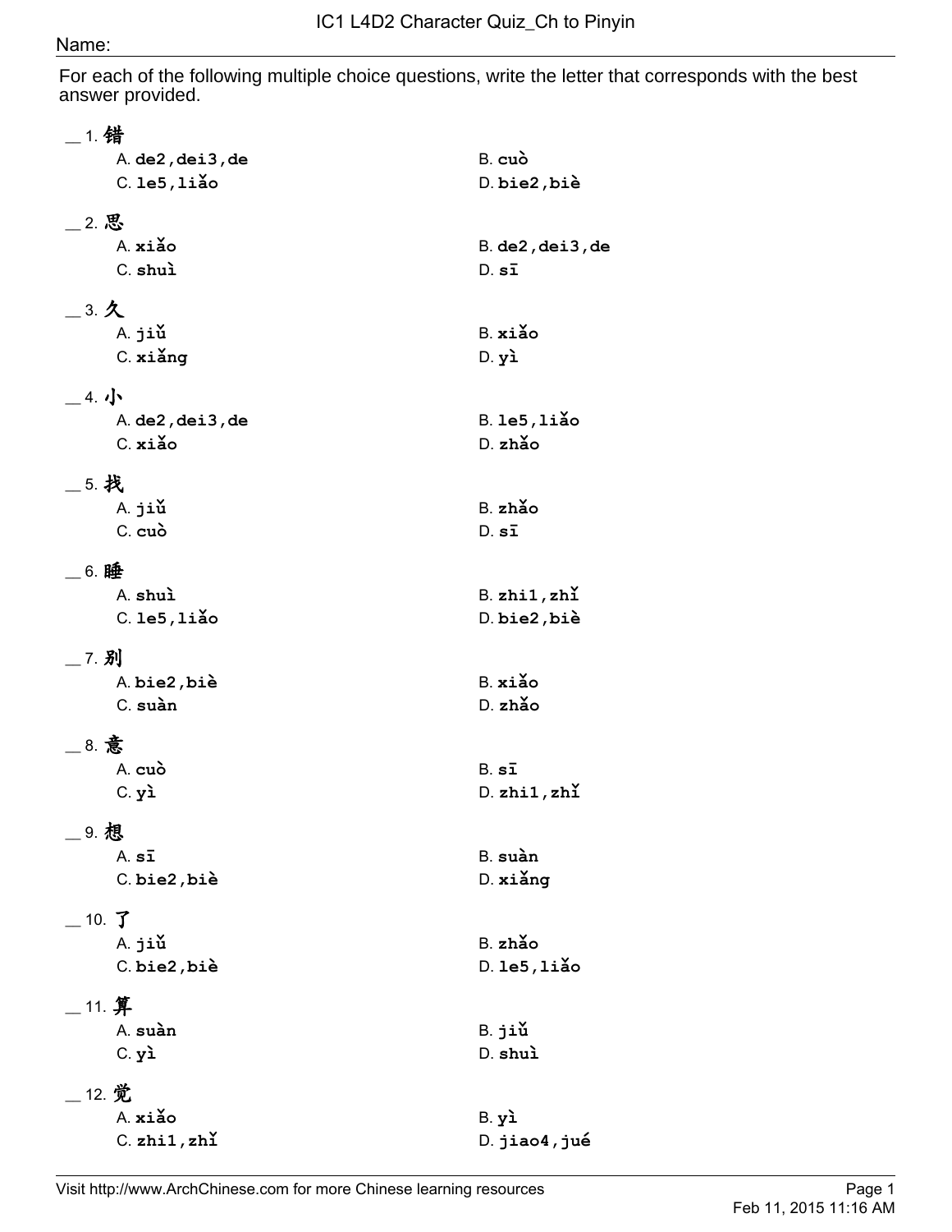# IC1 L4D2 Character Quiz_Ch to Pinyin

Name:

For each of the following multiple choice questions, write the letter that corresponds with the best answer provided.

__ 1. 错

A. **de2,dei3,de** B. **cuò**
C. **le5,liǎo** D. **bie2,biè**

__ 2. 思

A. **xiǎo** B. **de2,dei3,de**
C. **shuì** D. **sī**

__ 3. 久

A. **jiǔ** B. **xiǎo**
C. **xiǎng** D. **yì**

__ 4. 小

A. **de2,dei3,de** B. **le5,liǎo**
C. **xiǎo** D. **zhǎo**

__ 5. 找

A. **jiǔ** B. **zhǎo**
C. **cuò** D. **sī**

__ 6. 睡

A. **shuì** B. **zhi1,zhǐ**
C. **le5,liǎo** D. **bie2,biè**

__ 7. 别

A. **bie2,biè** B. **xiǎo**
C. **suàn** D. **zhǎo**

__ 8. 意

A. **cuò** B. **sī**
C. **yì** D. **zhi1,zhǐ**

__ 9. 想

A. **sī** B. **suàn**
C. **bie2,biè** D. **xiǎng**

__ 10. 了

A. **jiǔ** B. **zhǎo**
C. **bie2,biè** D. **le5,liǎo**

__ 11. 算

A. **suàn** B. **jiǔ**
C. **yì** D. **shuì**

__ 12. 觉

A. **xiǎo** B. **yì**
C. **zhi1,zhǐ** D. **jiao4,jué**

Visit http://www.ArchChinese.com for more Chinese learning resources

Feb 11, 2015 11:16 AM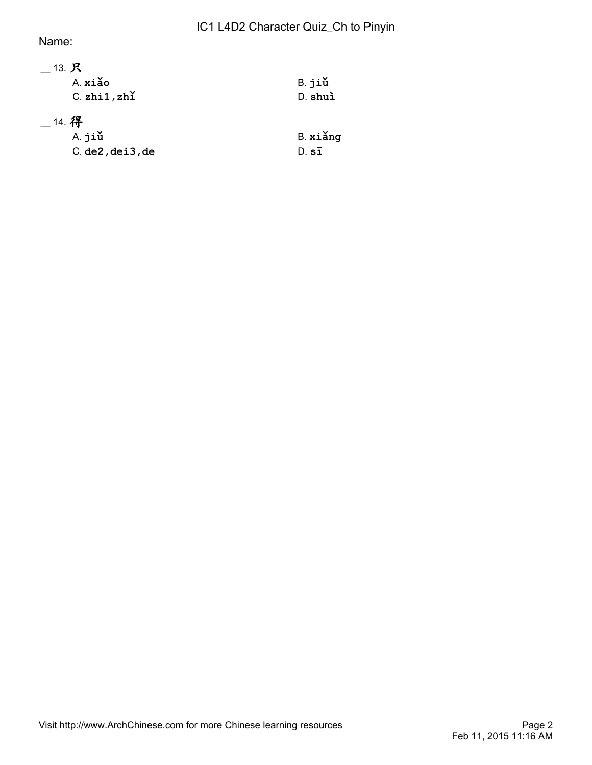Name:

__ 13. 只

A. xiǎo

B. jiǔ

C. zhi1,zhǐ

D. shuì

__ 14. 得

A. jiǔ

B. xiǎng

C. de2,dei3,de

D. sī